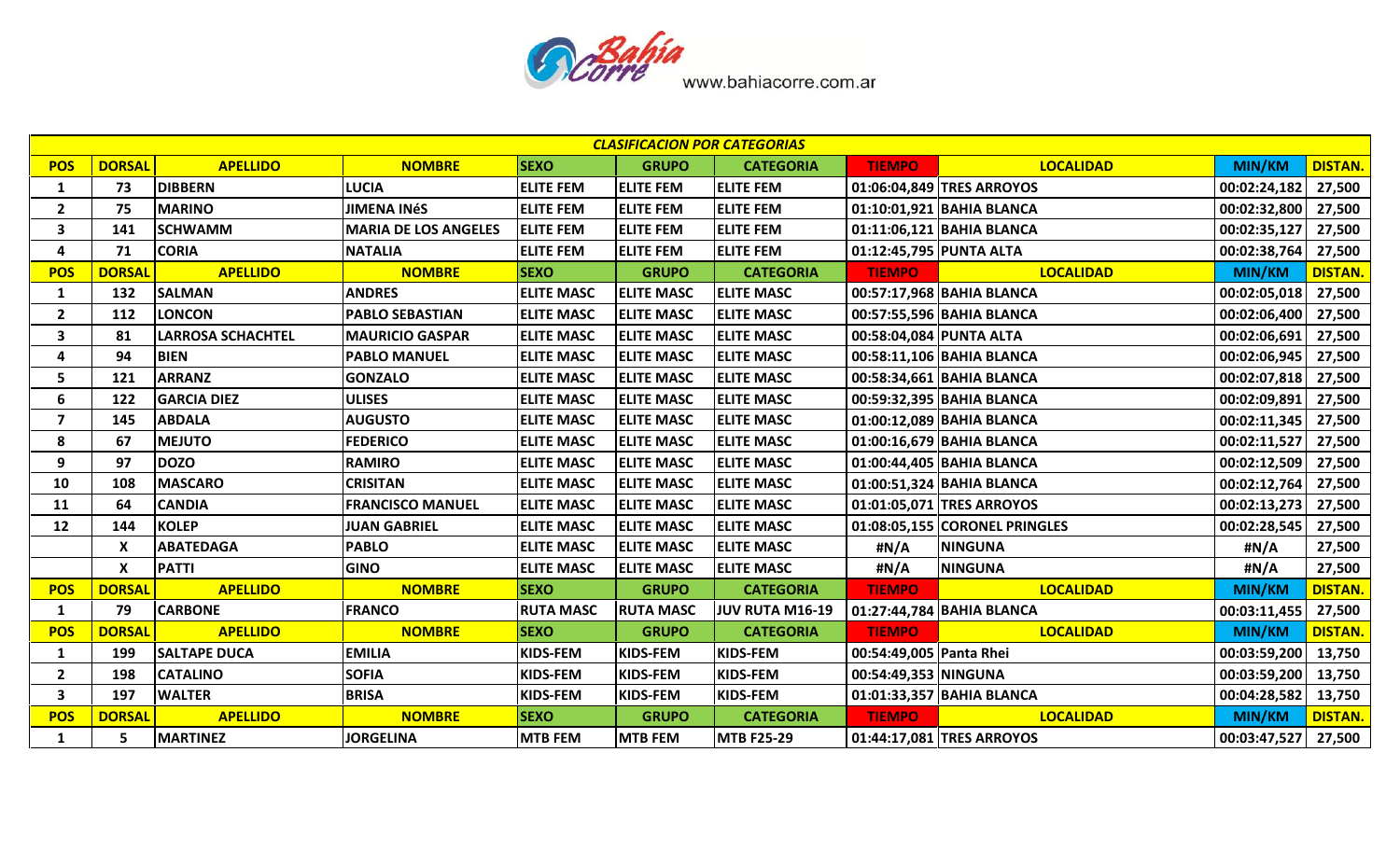Bahía Corre www.bahiacorre.com.ar

| CLASIFICACION POR CATEGORIAS | | | | | | | | | | |
|---|---|---|---|---|---|---|---|---|---|---|
| POS | DORSAL | APELLIDO | NOMBRE | SEXO | GRUPO | CATEGORIA | TIEMPO | LOCALIDAD | MIN/KM | DISTAN. |
| 1 | 73 | DIBBERN | LUCIA | ELITE FEM | ELITE FEM | ELITE FEM | 01:06:04,849 | TRES ARROYOS | 00:02:24,182 | 27,500 |
| 2 | 75 | MARINO | JIMENA INéS | ELITE FEM | ELITE FEM | ELITE FEM | 01:10:01,921 | BAHIA BLANCA | 00:02:32,800 | 27,500 |
| 3 | 141 | SCHWAMM | MARIA DE LOS ANGELES | ELITE FEM | ELITE FEM | ELITE FEM | 01:11:06,121 | BAHIA BLANCA | 00:02:35,127 | 27,500 |
| 4 | 71 | CORIA | NATALIA | ELITE FEM | ELITE FEM | ELITE FEM | 01:12:45,795 | PUNTA ALTA | 00:02:38,764 | 27,500 |
| POS | DORSAL | APELLIDO | NOMBRE | SEXO | GRUPO | CATEGORIA | TIEMPO | LOCALIDAD | MIN/KM | DISTAN. |
| 1 | 132 | SALMAN | ANDRES | ELITE MASC | ELITE MASC | ELITE MASC | 00:57:17,968 | BAHIA BLANCA | 00:02:05,018 | 27,500 |
| 2 | 112 | LONCON | PABLO SEBASTIAN | ELITE MASC | ELITE MASC | ELITE MASC | 00:57:55,596 | BAHIA BLANCA | 00:02:06,400 | 27,500 |
| 3 | 81 | LARROSA SCHACHTEL | MAURICIO GASPAR | ELITE MASC | ELITE MASC | ELITE MASC | 00:58:04,084 | PUNTA ALTA | 00:02:06,691 | 27,500 |
| 4 | 94 | BIEN | PABLO MANUEL | ELITE MASC | ELITE MASC | ELITE MASC | 00:58:11,106 | BAHIA BLANCA | 00:02:06,945 | 27,500 |
| 5 | 121 | ARRANZ | GONZALO | ELITE MASC | ELITE MASC | ELITE MASC | 00:58:34,661 | BAHIA BLANCA | 00:02:07,818 | 27,500 |
| 6 | 122 | GARCIA DIEZ | ULISES | ELITE MASC | ELITE MASC | ELITE MASC | 00:59:32,395 | BAHIA BLANCA | 00:02:09,891 | 27,500 |
| 7 | 145 | ABDALA | AUGUSTO | ELITE MASC | ELITE MASC | ELITE MASC | 01:00:12,089 | BAHIA BLANCA | 00:02:11,345 | 27,500 |
| 8 | 67 | MEJUTO | FEDERICO | ELITE MASC | ELITE MASC | ELITE MASC | 01:00:16,679 | BAHIA BLANCA | 00:02:11,527 | 27,500 |
| 9 | 97 | DOZO | RAMIRO | ELITE MASC | ELITE MASC | ELITE MASC | 01:00:44,405 | BAHIA BLANCA | 00:02:12,509 | 27,500 |
| 10 | 108 | MASCARO | CRISITAN | ELITE MASC | ELITE MASC | ELITE MASC | 01:00:51,324 | BAHIA BLANCA | 00:02:12,764 | 27,500 |
| 11 | 64 | CANDIA | FRANCISCO MANUEL | ELITE MASC | ELITE MASC | ELITE MASC | 01:01:05,071 | TRES ARROYOS | 00:02:13,273 | 27,500 |
| 12 | 144 | KOLEP | JUAN GABRIEL | ELITE MASC | ELITE MASC | ELITE MASC | 01:08:05,155 | CORONEL PRINGLES | 00:02:28,545 | 27,500 |
| | X | ABATEDAGA | PABLO | ELITE MASC | ELITE MASC | ELITE MASC | #N/A | NINGUNA | #N/A | 27,500 |
| | X | PATTI | GINO | ELITE MASC | ELITE MASC | ELITE MASC | #N/A | NINGUNA | #N/A | 27,500 |
| POS | DORSAL | APELLIDO | NOMBRE | SEXO | GRUPO | CATEGORIA | TIEMPO | LOCALIDAD | MIN/KM | DISTAN. |
| 1 | 79 | CARBONE | FRANCO | RUTA MASC | RUTA MASC | JUV RUTA M16-19 | 01:27:44,784 | BAHIA BLANCA | 00:03:11,455 | 27,500 |
| POS | DORSAL | APELLIDO | NOMBRE | SEXO | GRUPO | CATEGORIA | TIEMPO | LOCALIDAD | MIN/KM | DISTAN. |
| 1 | 199 | SALTAPE DUCA | EMILIA | KIDS-FEM | KIDS-FEM | KIDS-FEM | 00:54:49,005 | Panta Rhei | 00:03:59,200 | 13,750 |
| 2 | 198 | CATALINO | SOFIA | KIDS-FEM | KIDS-FEM | KIDS-FEM | 00:54:49,353 | NINGUNA | 00:03:59,200 | 13,750 |
| 3 | 197 | WALTER | BRISA | KIDS-FEM | KIDS-FEM | KIDS-FEM | 01:01:33,357 | BAHIA BLANCA | 00:04:28,582 | 13,750 |
| POS | DORSAL | APELLIDO | NOMBRE | SEXO | GRUPO | CATEGORIA | TIEMPO | LOCALIDAD | MIN/KM | DISTAN. |
| 1 | 5 | MARTINEZ | JORGELINA | MTB FEM | MTB FEM | MTB F25-29 | 01:44:17,081 | TRES ARROYOS | 00:03:47,527 | 27,500 |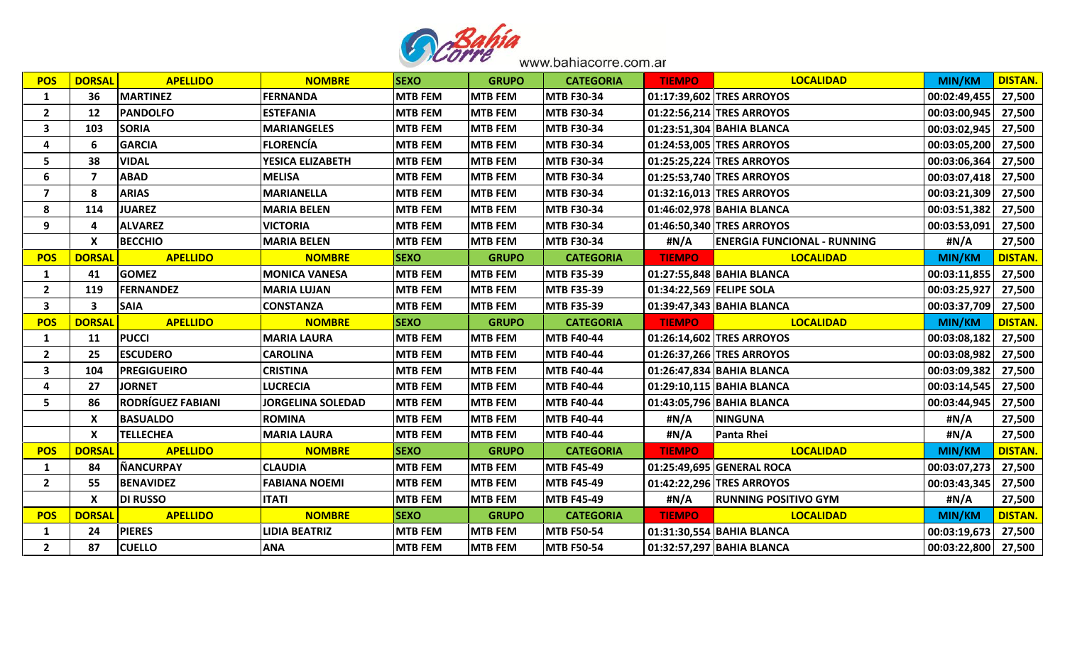Bahía Corre www.bahiacorre.com.ar

| POS | DORSAL | APELLIDO | NOMBRE | SEXO | GRUPO | CATEGORIA | TIEMPO | LOCALIDAD | MIN/KM | DISTAN. |
|---|---|---|---|---|---|---|---|---|---|---|
| 1 | 36 | MARTINEZ | FERNANDA | MTB FEM | MTB FEM | MTB F30-34 | 01:17:39,602 | TRES ARROYOS | 00:02:49,455 | 27,500 |
| 2 | 12 | PANDOLFO | ESTEFANIA | MTB FEM | MTB FEM | MTB F30-34 | 01:22:56,214 | TRES ARROYOS | 00:03:00,945 | 27,500 |
| 3 | 103 | SORIA | MARIANGELES | MTB FEM | MTB FEM | MTB F30-34 | 01:23:51,304 | BAHIA BLANCA | 00:03:02,945 | 27,500 |
| 4 | 6 | GARCIA | FLORENCÍA | MTB FEM | MTB FEM | MTB F30-34 | 01:24:53,005 | TRES ARROYOS | 00:03:05,200 | 27,500 |
| 5 | 38 | VIDAL | YESICA ELIZABETH | MTB FEM | MTB FEM | MTB F30-34 | 01:25:25,224 | TRES ARROYOS | 00:03:06,364 | 27,500 |
| 6 | 7 | ABAD | MELISA | MTB FEM | MTB FEM | MTB F30-34 | 01:25:53,740 | TRES ARROYOS | 00:03:07,418 | 27,500 |
| 7 | 8 | ARIAS | MARIANELLA | MTB FEM | MTB FEM | MTB F30-34 | 01:32:16,013 | TRES ARROYOS | 00:03:21,309 | 27,500 |
| 8 | 114 | JUAREZ | MARIA BELEN | MTB FEM | MTB FEM | MTB F30-34 | 01:46:02,978 | BAHIA BLANCA | 00:03:51,382 | 27,500 |
| 9 | 4 | ALVAREZ | VICTORIA | MTB FEM | MTB FEM | MTB F30-34 | 01:46:50,340 | TRES ARROYOS | 00:03:53,091 | 27,500 |
| | X | BECCHIO | MARIA BELEN | MTB FEM | MTB FEM | MTB F30-34 | #N/A | ENERGIA FUNCIONAL - RUNNING | #N/A | 27,500 |
| POS | DORSAL | APELLIDO | NOMBRE | SEXO | GRUPO | CATEGORIA | TIEMPO | LOCALIDAD | MIN/KM | DISTAN. |
| 1 | 41 | GOMEZ | MONICA VANESA | MTB FEM | MTB FEM | MTB F35-39 | 01:27:55,848 | BAHIA BLANCA | 00:03:11,855 | 27,500 |
| 2 | 119 | FERNANDEZ | MARIA LUJAN | MTB FEM | MTB FEM | MTB F35-39 | 01:34:22,569 | FELIPE SOLA | 00:03:25,927 | 27,500 |
| 3 | 3 | SAIA | CONSTANZA | MTB FEM | MTB FEM | MTB F35-39 | 01:39:47,343 | BAHIA BLANCA | 00:03:37,709 | 27,500 |
| POS | DORSAL | APELLIDO | NOMBRE | SEXO | GRUPO | CATEGORIA | TIEMPO | LOCALIDAD | MIN/KM | DISTAN. |
| 1 | 11 | PUCCI | MARIA LAURA | MTB FEM | MTB FEM | MTB F40-44 | 01:26:14,602 | TRES ARROYOS | 00:03:08,182 | 27,500 |
| 2 | 25 | ESCUDERO | CAROLINA | MTB FEM | MTB FEM | MTB F40-44 | 01:26:37,266 | TRES ARROYOS | 00:03:08,982 | 27,500 |
| 3 | 104 | PREGIGUEIRO | CRISTINA | MTB FEM | MTB FEM | MTB F40-44 | 01:26:47,834 | BAHIA BLANCA | 00:03:09,382 | 27,500 |
| 4 | 27 | JORNET | LUCRECIA | MTB FEM | MTB FEM | MTB F40-44 | 01:29:10,115 | BAHIA BLANCA | 00:03:14,545 | 27,500 |
| 5 | 86 | RODRÍGUEZ FABIANI | JORGELINA SOLEDAD | MTB FEM | MTB FEM | MTB F40-44 | 01:43:05,796 | BAHIA BLANCA | 00:03:44,945 | 27,500 |
| | X | BASUALDO | ROMINA | MTB FEM | MTB FEM | MTB F40-44 | #N/A | NINGUNA | #N/A | 27,500 |
| | X | TELLECHEA | MARIA LAURA | MTB FEM | MTB FEM | MTB F40-44 | #N/A | Panta Rhei | #N/A | 27,500 |
| POS | DORSAL | APELLIDO | NOMBRE | SEXO | GRUPO | CATEGORIA | TIEMPO | LOCALIDAD | MIN/KM | DISTAN. |
| 1 | 84 | ÑANCURPAY | CLAUDIA | MTB FEM | MTB FEM | MTB F45-49 | 01:25:49,695 | GENERAL ROCA | 00:03:07,273 | 27,500 |
| 2 | 55 | BENAVIDEZ | FABIANA NOEMI | MTB FEM | MTB FEM | MTB F45-49 | 01:42:22,296 | TRES ARROYOS | 00:03:43,345 | 27,500 |
| | X | DI RUSSO | ITATI | MTB FEM | MTB FEM | MTB F45-49 | #N/A | RUNNING POSITIVO GYM | #N/A | 27,500 |
| POS | DORSAL | APELLIDO | NOMBRE | SEXO | GRUPO | CATEGORIA | TIEMPO | LOCALIDAD | MIN/KM | DISTAN. |
| 1 | 24 | PIERES | LIDIA BEATRIZ | MTB FEM | MTB FEM | MTB F50-54 | 01:31:30,554 | BAHIA BLANCA | 00:03:19,673 | 27,500 |
| 2 | 87 | CUELLO | ANA | MTB FEM | MTB FEM | MTB F50-54 | 01:32:57,297 | BAHIA BLANCA | 00:03:22,800 | 27,500 |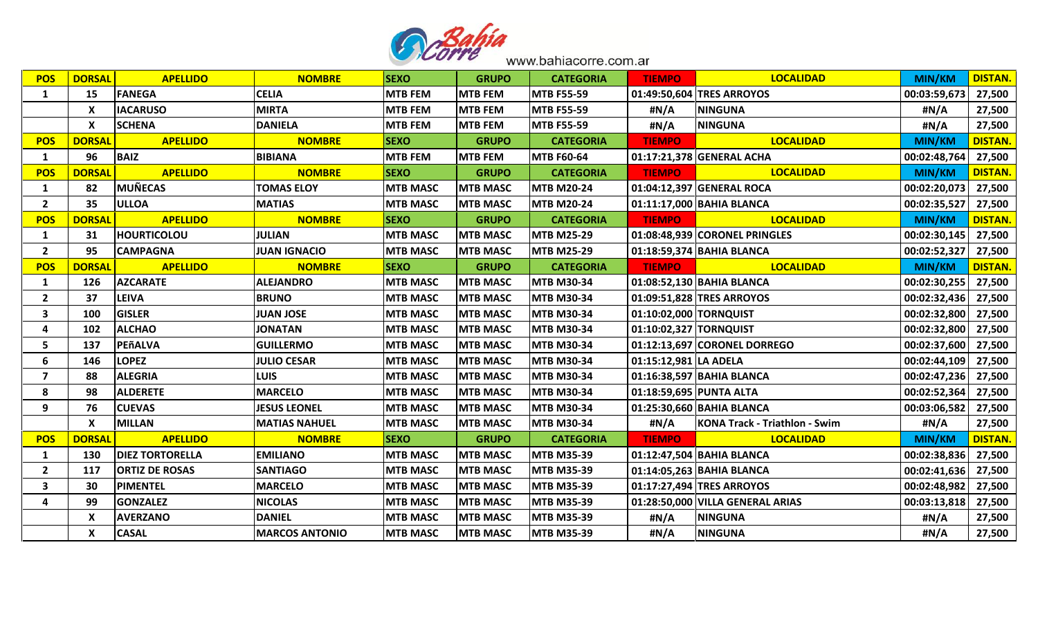www.bahiacorre.com.ar

| POS | DORSAL | APELLIDO | NOMBRE | SEXO | GRUPO | CATEGORIA | TIEMPO | LOCALIDAD | MIN/KM | DISTAN. |
|---|---|---|---|---|---|---|---|---|---|---|
| 1 | 15 | FANEGA | CELIA | MTB FEM | MTB FEM | MTB F55-59 | 01:49:50,604 | TRES ARROYOS | 00:03:59,673 | 27,500 |
| | X | IACARUSO | MIRTA | MTB FEM | MTB FEM | MTB F55-59 | #N/A | NINGUNA | #N/A | 27,500 |
| | X | SCHENA | DANIELA | MTB FEM | MTB FEM | MTB F55-59 | #N/A | NINGUNA | #N/A | 27,500 |
| POS | DORSAL | APELLIDO | NOMBRE | SEXO | GRUPO | CATEGORIA | TIEMPO | LOCALIDAD | MIN/KM | DISTAN. |
| 1 | 96 | BAIZ | BIBIANA | MTB FEM | MTB FEM | MTB F60-64 | 01:17:21,378 | GENERAL ACHA | 00:02:48,764 | 27,500 |
| POS | DORSAL | APELLIDO | NOMBRE | SEXO | GRUPO | CATEGORIA | TIEMPO | LOCALIDAD | MIN/KM | DISTAN. |
| 1 | 82 | MUÑECAS | TOMAS ELOY | MTB MASC | MTB MASC | MTB M20-24 | 01:04:12,397 | GENERAL ROCA | 00:02:20,073 | 27,500 |
| 2 | 35 | ULLOA | MATIAS | MTB MASC | MTB MASC | MTB M20-24 | 01:11:17,000 | BAHIA BLANCA | 00:02:35,527 | 27,500 |
| POS | DORSAL | APELLIDO | NOMBRE | SEXO | GRUPO | CATEGORIA | TIEMPO | LOCALIDAD | MIN/KM | DISTAN. |
| 1 | 31 | HOURTICOLOU | JULIAN | MTB MASC | MTB MASC | MTB M25-29 | 01:08:48,939 | CORONEL PRINGLES | 00:02:30,145 | 27,500 |
| 2 | 95 | CAMPAGNA | JUAN IGNACIO | MTB MASC | MTB MASC | MTB M25-29 | 01:18:59,374 | BAHIA BLANCA | 00:02:52,327 | 27,500 |
| POS | DORSAL | APELLIDO | NOMBRE | SEXO | GRUPO | CATEGORIA | TIEMPO | LOCALIDAD | MIN/KM | DISTAN. |
| 1 | 126 | AZCARATE | ALEJANDRO | MTB MASC | MTB MASC | MTB M30-34 | 01:08:52,130 | BAHIA BLANCA | 00:02:30,255 | 27,500 |
| 2 | 37 | LEIVA | BRUNO | MTB MASC | MTB MASC | MTB M30-34 | 01:09:51,828 | TRES ARROYOS | 00:02:32,436 | 27,500 |
| 3 | 100 | GISLER | JUAN JOSE | MTB MASC | MTB MASC | MTB M30-34 | 01:10:02,000 | TORNQUIST | 00:02:32,800 | 27,500 |
| 4 | 102 | ALCHAO | JONATAN | MTB MASC | MTB MASC | MTB M30-34 | 01:10:02,327 | TORNQUIST | 00:02:32,800 | 27,500 |
| 5 | 137 | PEñALVA | GUILLERMO | MTB MASC | MTB MASC | MTB M30-34 | 01:12:13,697 | CORONEL DORREGO | 00:02:37,600 | 27,500 |
| 6 | 146 | LOPEZ | JULIO CESAR | MTB MASC | MTB MASC | MTB M30-34 | 01:15:12,981 | LA ADELA | 00:02:44,109 | 27,500 |
| 7 | 88 | ALEGRIA | LUIS | MTB MASC | MTB MASC | MTB M30-34 | 01:16:38,597 | BAHIA BLANCA | 00:02:47,236 | 27,500 |
| 8 | 98 | ALDERETE | MARCELO | MTB MASC | MTB MASC | MTB M30-34 | 01:18:59,695 | PUNTA ALTA | 00:02:52,364 | 27,500 |
| 9 | 76 | CUEVAS | JESUS LEONEL | MTB MASC | MTB MASC | MTB M30-34 | 01:25:30,660 | BAHIA BLANCA | 00:03:06,582 | 27,500 |
| | X | MILLAN | MATIAS NAHUEL | MTB MASC | MTB MASC | MTB M30-34 | #N/A | KONA Track - Triathlon - Swim | #N/A | 27,500 |
| POS | DORSAL | APELLIDO | NOMBRE | SEXO | GRUPO | CATEGORIA | TIEMPO | LOCALIDAD | MIN/KM | DISTAN. |
| 1 | 130 | DIEZ TORTORELLA | EMILIANO | MTB MASC | MTB MASC | MTB M35-39 | 01:12:47,504 | BAHIA BLANCA | 00:02:38,836 | 27,500 |
| 2 | 117 | ORTIZ DE ROSAS | SANTIAGO | MTB MASC | MTB MASC | MTB M35-39 | 01:14:05,263 | BAHIA BLANCA | 00:02:41,636 | 27,500 |
| 3 | 30 | PIMENTEL | MARCELO | MTB MASC | MTB MASC | MTB M35-39 | 01:17:27,494 | TRES ARROYOS | 00:02:48,982 | 27,500 |
| 4 | 99 | GONZALEZ | NICOLAS | MTB MASC | MTB MASC | MTB M35-39 | 01:28:50,000 | VILLA GENERAL ARIAS | 00:03:13,818 | 27,500 |
| | X | AVERZANO | DANIEL | MTB MASC | MTB MASC | MTB M35-39 | #N/A | NINGUNA | #N/A | 27,500 |
| | X | CASAL | MARCOS ANTONIO | MTB MASC | MTB MASC | MTB M35-39 | #N/A | NINGUNA | #N/A | 27,500 |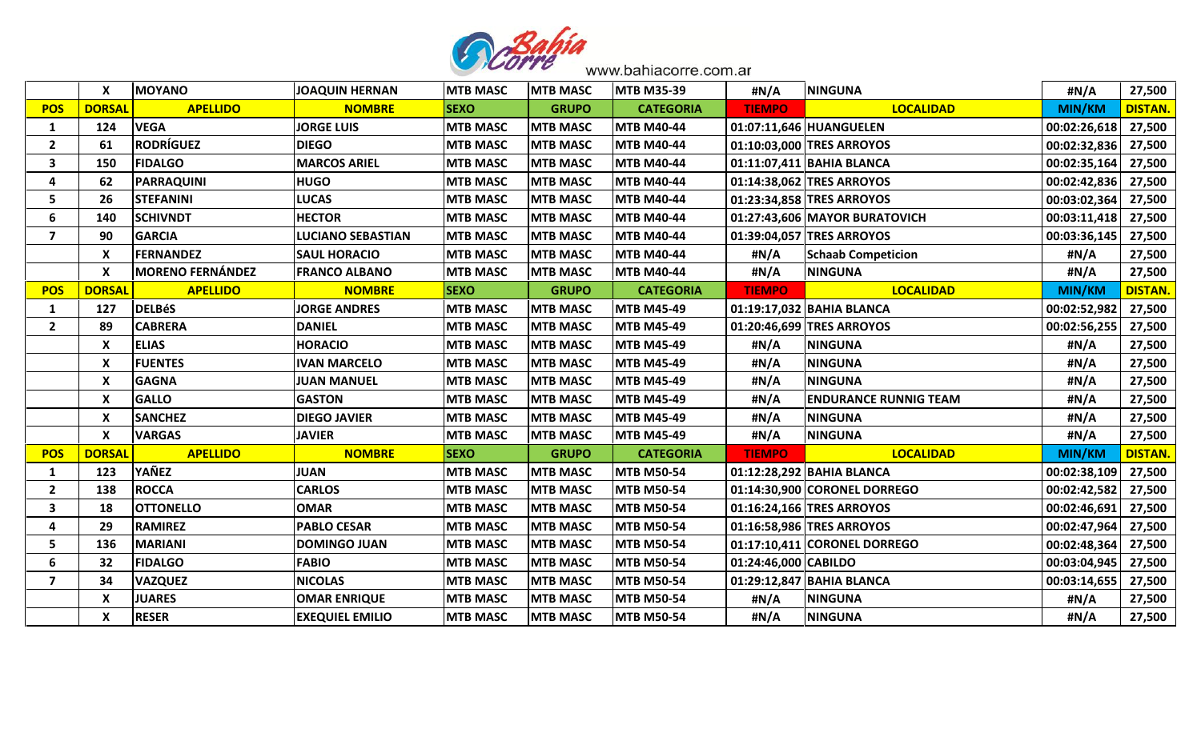| | X | MOYANO | JOAQUIN HERNAN | MTB MASC | MTB MASC | MTB M35-39 | #N/A | NINGUNA | #N/A | 27,500 |
|---|---|---|---|---|---|---|---|---|---|---|
| **POS** | **DORSAL** | **APELLIDO** | **NOMBRE** | **SEXO** | **GRUPO** | **CATEGORIA** | **TIEMPO** | **LOCALIDAD** | **MIN/KM** | **DISTAN.** |
| 1 | 124 | VEGA | JORGE LUIS | MTB MASC | MTB MASC | MTB M40-44 | 01:07:11,646 | HUANGUELEN | 00:02:26,618 | 27,500 |
| 2 | 61 | RODRÍGUEZ | DIEGO | MTB MASC | MTB MASC | MTB M40-44 | 01:10:03,000 | TRES ARROYOS | 00:02:32,836 | 27,500 |
| 3 | 150 | FIDALGO | MARCOS ARIEL | MTB MASC | MTB MASC | MTB M40-44 | 01:11:07,411 | BAHIA BLANCA | 00:02:35,164 | 27,500 |
| 4 | 62 | PARRAQUINI | HUGO | MTB MASC | MTB MASC | MTB M40-44 | 01:14:38,062 | TRES ARROYOS | 00:02:42,836 | 27,500 |
| 5 | 26 | STEFANINI | LUCAS | MTB MASC | MTB MASC | MTB M40-44 | 01:23:34,858 | TRES ARROYOS | 00:03:02,364 | 27,500 |
| 6 | 140 | SCHIVNDT | HECTOR | MTB MASC | MTB MASC | MTB M40-44 | 01:27:43,606 | MAYOR BURATOVICH | 00:03:11,418 | 27,500 |
| 7 | 90 | GARCIA | LUCIANO SEBASTIAN | MTB MASC | MTB MASC | MTB M40-44 | 01:39:04,057 | TRES ARROYOS | 00:03:36,145 | 27,500 |
| | X | FERNANDEZ | SAUL HORACIO | MTB MASC | MTB MASC | MTB M40-44 | #N/A | Schaab Competicion | #N/A | 27,500 |
| | X | MORENO FERNÁNDEZ | FRANCO ALBANO | MTB MASC | MTB MASC | MTB M40-44 | #N/A | NINGUNA | #N/A | 27,500 |
| **POS** | **DORSAL** | **APELLIDO** | **NOMBRE** | **SEXO** | **GRUPO** | **CATEGORIA** | **TIEMPO** | **LOCALIDAD** | **MIN/KM** | **DISTAN.** |
| 1 | 127 | DELBéS | JORGE ANDRES | MTB MASC | MTB MASC | MTB M45-49 | 01:19:17,032 | BAHIA BLANCA | 00:02:52,982 | 27,500 |
| 2 | 89 | CABRERA | DANIEL | MTB MASC | MTB MASC | MTB M45-49 | 01:20:46,699 | TRES ARROYOS | 00:02:56,255 | 27,500 |
| | X | ELIAS | HORACIO | MTB MASC | MTB MASC | MTB M45-49 | #N/A | NINGUNA | #N/A | 27,500 |
| | X | FUENTES | IVAN MARCELO | MTB MASC | MTB MASC | MTB M45-49 | #N/A | NINGUNA | #N/A | 27,500 |
| | X | GAGNA | JUAN MANUEL | MTB MASC | MTB MASC | MTB M45-49 | #N/A | NINGUNA | #N/A | 27,500 |
| | X | GALLO | GASTON | MTB MASC | MTB MASC | MTB M45-49 | #N/A | ENDURANCE RUNNIG TEAM | #N/A | 27,500 |
| | X | SANCHEZ | DIEGO JAVIER | MTB MASC | MTB MASC | MTB M45-49 | #N/A | NINGUNA | #N/A | 27,500 |
| | X | VARGAS | JAVIER | MTB MASC | MTB MASC | MTB M45-49 | #N/A | NINGUNA | #N/A | 27,500 |
| **POS** | **DORSAL** | **APELLIDO** | **NOMBRE** | **SEXO** | **GRUPO** | **CATEGORIA** | **TIEMPO** | **LOCALIDAD** | **MIN/KM** | **DISTAN.** |
| 1 | 123 | YAÑEZ | JUAN | MTB MASC | MTB MASC | MTB M50-54 | 01:12:28,292 | BAHIA BLANCA | 00:02:38,109 | 27,500 |
| 2 | 138 | ROCCA | CARLOS | MTB MASC | MTB MASC | MTB M50-54 | 01:14:30,900 | CORONEL DORREGO | 00:02:42,582 | 27,500 |
| 3 | 18 | OTTONELLO | OMAR | MTB MASC | MTB MASC | MTB M50-54 | 01:16:24,166 | TRES ARROYOS | 00:02:46,691 | 27,500 |
| 4 | 29 | RAMIREZ | PABLO CESAR | MTB MASC | MTB MASC | MTB M50-54 | 01:16:58,986 | TRES ARROYOS | 00:02:47,964 | 27,500 |
| 5 | 136 | MARIANI | DOMINGO JUAN | MTB MASC | MTB MASC | MTB M50-54 | 01:17:10,411 | CORONEL DORREGO | 00:02:48,364 | 27,500 |
| 6 | 32 | FIDALGO | FABIO | MTB MASC | MTB MASC | MTB M50-54 | 01:24:46,000 | CABILDO | 00:03:04,945 | 27,500 |
| 7 | 34 | VAZQUEZ | NICOLAS | MTB MASC | MTB MASC | MTB M50-54 | 01:29:12,847 | BAHIA BLANCA | 00:03:14,655 | 27,500 |
| | X | JUARES | OMAR ENRIQUE | MTB MASC | MTB MASC | MTB M50-54 | #N/A | NINGUNA | #N/A | 27,500 |
| | X | RESER | EXEQUIEL EMILIO | MTB MASC | MTB MASC | MTB M50-54 | #N/A | NINGUNA | #N/A | 27,500 |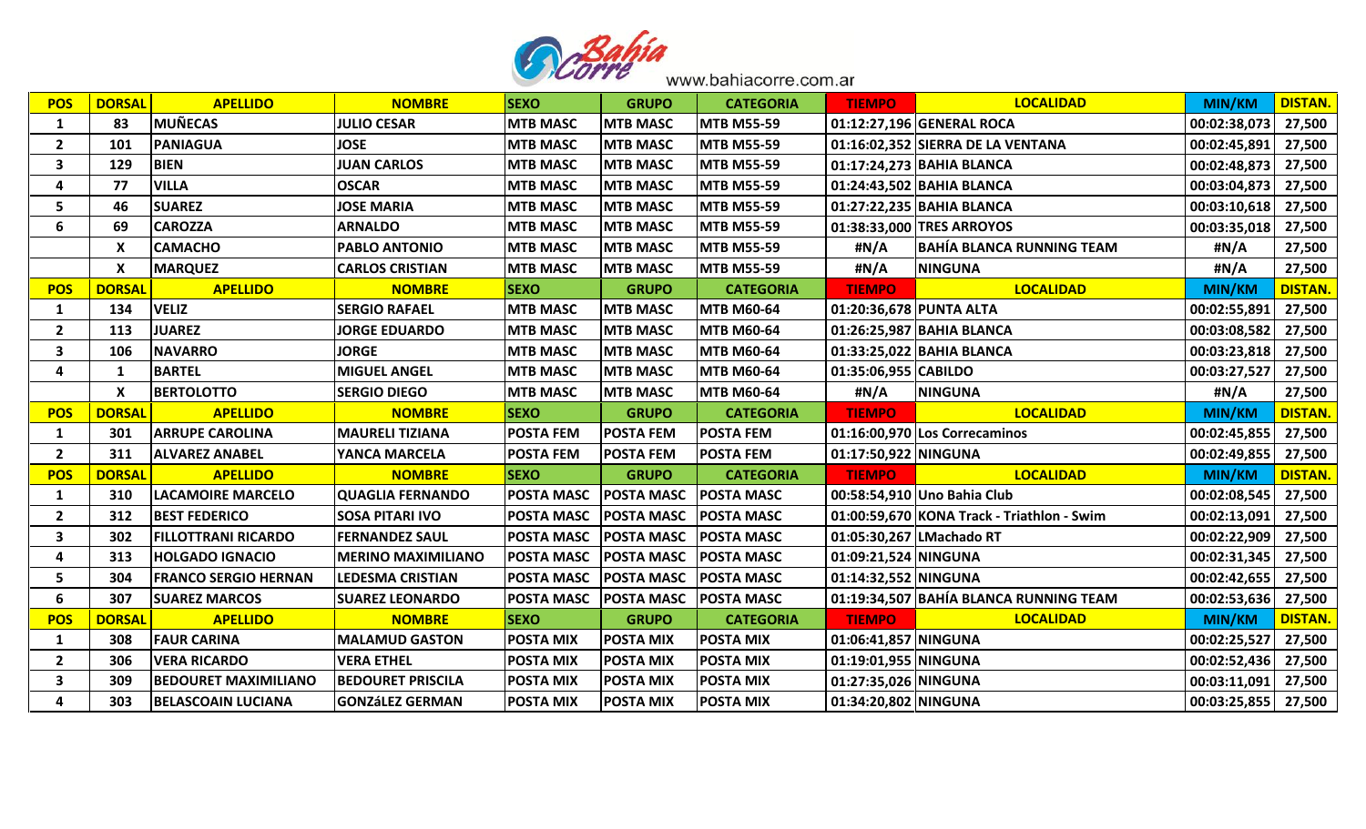Bahía Corre www.bahiacorre.com.ar

| POS | DORSAL | APELLIDO | NOMBRE | SEXO | GRUPO | CATEGORIA | TIEMPO | LOCALIDAD | MIN/KM | DISTAN. |
|---|---|---|---|---|---|---|---|---|---|---|
| 1 | 83 | MUÑECAS | JULIO CESAR | MTB MASC | MTB MASC | MTB M55-59 | 01:12:27,196 | GENERAL ROCA | 00:02:38,073 | 27,500 |
| 2 | 101 | PANIAGUA | JOSE | MTB MASC | MTB MASC | MTB M55-59 | 01:16:02,352 | SIERRA DE LA VENTANA | 00:02:45,891 | 27,500 |
| 3 | 129 | BIEN | JUAN CARLOS | MTB MASC | MTB MASC | MTB M55-59 | 01:17:24,273 | BAHIA BLANCA | 00:02:48,873 | 27,500 |
| 4 | 77 | VILLA | OSCAR | MTB MASC | MTB MASC | MTB M55-59 | 01:24:43,502 | BAHIA BLANCA | 00:03:04,873 | 27,500 |
| 5 | 46 | SUAREZ | JOSE MARIA | MTB MASC | MTB MASC | MTB M55-59 | 01:27:22,235 | BAHIA BLANCA | 00:03:10,618 | 27,500 |
| 6 | 69 | CAROZZA | ARNALDO | MTB MASC | MTB MASC | MTB M55-59 | 01:38:33,000 | TRES ARROYOS | 00:03:35,018 | 27,500 |
| | X | CAMACHO | PABLO ANTONIO | MTB MASC | MTB MASC | MTB M55-59 | #N/A | BAHÍA BLANCA RUNNING TEAM | #N/A | 27,500 |
| | X | MARQUEZ | CARLOS CRISTIAN | MTB MASC | MTB MASC | MTB M55-59 | #N/A | NINGUNA | #N/A | 27,500 |
| **POS** | **DORSAL** | **APELLIDO** | **NOMBRE** | **SEXO** | **GRUPO** | **CATEGORIA** | **TIEMPO** | **LOCALIDAD** | **MIN/KM** | **DISTAN.** |
| 1 | 134 | VELIZ | SERGIO RAFAEL | MTB MASC | MTB MASC | MTB M60-64 | 01:20:36,678 | PUNTA ALTA | 00:02:55,891 | 27,500 |
| 2 | 113 | JUAREZ | JORGE EDUARDO | MTB MASC | MTB MASC | MTB M60-64 | 01:26:25,987 | BAHIA BLANCA | 00:03:08,582 | 27,500 |
| 3 | 106 | NAVARRO | JORGE | MTB MASC | MTB MASC | MTB M60-64 | 01:33:25,022 | BAHIA BLANCA | 00:03:23,818 | 27,500 |
| 4 | 1 | BARTEL | MIGUEL ANGEL | MTB MASC | MTB MASC | MTB M60-64 | 01:35:06,955 | CABILDO | 00:03:27,527 | 27,500 |
| | X | BERTOLOTTO | SERGIO DIEGO | MTB MASC | MTB MASC | MTB M60-64 | #N/A | NINGUNA | #N/A | 27,500 |
| **POS** | **DORSAL** | **APELLIDO** | **NOMBRE** | **SEXO** | **GRUPO** | **CATEGORIA** | **TIEMPO** | **LOCALIDAD** | **MIN/KM** | **DISTAN.** |
| 1 | 301 | ARRUPE CAROLINA | MAURELI TIZIANA | POSTA FEM | POSTA FEM | POSTA FEM | 01:16:00,970 | Los Correcaminos | 00:02:45,855 | 27,500 |
| 2 | 311 | ALVAREZ ANABEL | YANCA MARCELA | POSTA FEM | POSTA FEM | POSTA FEM | 01:17:50,922 | NINGUNA | 00:02:49,855 | 27,500 |
| **POS** | **DORSAL** | **APELLIDO** | **NOMBRE** | **SEXO** | **GRUPO** | **CATEGORIA** | **TIEMPO** | **LOCALIDAD** | **MIN/KM** | **DISTAN.** |
| 1 | 310 | LACAMOIRE MARCELO | QUAGLIA FERNANDO | POSTA MASC | POSTA MASC | POSTA MASC | 00:58:54,910 | Uno Bahia Club | 00:02:08,545 | 27,500 |
| 2 | 312 | BEST FEDERICO | SOSA PITARI IVO | POSTA MASC | POSTA MASC | POSTA MASC | 01:00:59,670 | KONA Track - Triathlon - Swim | 00:02:13,091 | 27,500 |
| 3 | 302 | FILLOTTRANI RICARDO | FERNANDEZ SAUL | POSTA MASC | POSTA MASC | POSTA MASC | 01:05:30,267 | LMachado RT | 00:02:22,909 | 27,500 |
| 4 | 313 | HOLGADO IGNACIO | MERINO MAXIMILIANO | POSTA MASC | POSTA MASC | POSTA MASC | 01:09:21,524 | NINGUNA | 00:02:31,345 | 27,500 |
| 5 | 304 | FRANCO SERGIO HERNAN | LEDESMA CRISTIAN | POSTA MASC | POSTA MASC | POSTA MASC | 01:14:32,552 | NINGUNA | 00:02:42,655 | 27,500 |
| 6 | 307 | SUAREZ MARCOS | SUAREZ LEONARDO | POSTA MASC | POSTA MASC | POSTA MASC | 01:19:34,507 | BAHÍA BLANCA RUNNING TEAM | 00:02:53,636 | 27,500 |
| **POS** | **DORSAL** | **APELLIDO** | **NOMBRE** | **SEXO** | **GRUPO** | **CATEGORIA** | **TIEMPO** | **LOCALIDAD** | **MIN/KM** | **DISTAN.** |
| 1 | 308 | FAUR CARINA | MALAMUD GASTON | POSTA MIX | POSTA MIX | POSTA MIX | 01:06:41,857 | NINGUNA | 00:02:25,527 | 27,500 |
| 2 | 306 | VERA RICARDO | VERA ETHEL | POSTA MIX | POSTA MIX | POSTA MIX | 01:19:01,955 | NINGUNA | 00:02:52,436 | 27,500 |
| 3 | 309 | BEDOURET MAXIMILIANO | BEDOURET PRISCILA | POSTA MIX | POSTA MIX | POSTA MIX | 01:27:35,026 | NINGUNA | 00:03:11,091 | 27,500 |
| 4 | 303 | BELASCOAIN LUCIANA | GONZáLEZ GERMAN | POSTA MIX | POSTA MIX | POSTA MIX | 01:34:20,802 | NINGUNA | 00:03:25,855 | 27,500 |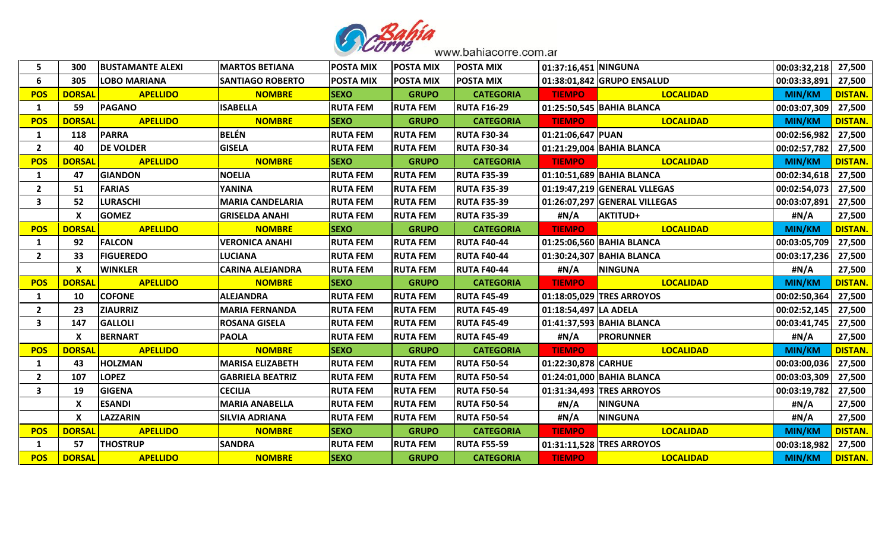| 5 | 300 | BUSTAMANTE ALEXI | MARTOS BETIANA | POSTA MIX | POSTA MIX | POSTA MIX | 01:37:16,451 | NINGUNA | 00:03:32,218 | 27,500 |
|---|---|---|---|---|---|---|---|---|---|---|
| 6 | 305 | LOBO MARIANA | SANTIAGO ROBERTO | POSTA MIX | POSTA MIX | POSTA MIX | 01:38:01,842 | GRUPO ENSALUD | 00:03:33,891 | 27,500 |
| POS | DORSAL | APELLIDO | NOMBRE | SEXO | GRUPO | CATEGORIA | TIEMPO | LOCALIDAD | MIN/KM | DISTAN. |
| 1 | 59 | PAGANO | ISABELLA | RUTA FEM | RUTA FEM | RUTA F16-29 | 01:25:50,545 | BAHIA BLANCA | 00:03:07,309 | 27,500 |
| POS | DORSAL | APELLIDO | NOMBRE | SEXO | GRUPO | CATEGORIA | TIEMPO | LOCALIDAD | MIN/KM | DISTAN. |
| 1 | 118 | PARRA | BELÉN | RUTA FEM | RUTA FEM | RUTA F30-34 | 01:21:06,647 | PUAN | 00:02:56,982 | 27,500 |
| 2 | 40 | DE VOLDER | GISELA | RUTA FEM | RUTA FEM | RUTA F30-34 | 01:21:29,004 | BAHIA BLANCA | 00:02:57,782 | 27,500 |
| POS | DORSAL | APELLIDO | NOMBRE | SEXO | GRUPO | CATEGORIA | TIEMPO | LOCALIDAD | MIN/KM | DISTAN. |
| 1 | 47 | GIANDON | NOELIA | RUTA FEM | RUTA FEM | RUTA F35-39 | 01:10:51,689 | BAHIA BLANCA | 00:02:34,618 | 27,500 |
| 2 | 51 | FARIAS | YANINA | RUTA FEM | RUTA FEM | RUTA F35-39 | 01:19:47,219 | GENERAL VLLEGAS | 00:02:54,073 | 27,500 |
| 3 | 52 | LURASCHI | MARIA CANDELARIA | RUTA FEM | RUTA FEM | RUTA F35-39 | 01:26:07,297 | GENERAL VILLEGAS | 00:03:07,891 | 27,500 |
| | X | GOMEZ | GRISELDA ANAHI | RUTA FEM | RUTA FEM | RUTA F35-39 | #N/A | AKTITUD+ | #N/A | 27,500 |
| POS | DORSAL | APELLIDO | NOMBRE | SEXO | GRUPO | CATEGORIA | TIEMPO | LOCALIDAD | MIN/KM | DISTAN. |
| 1 | 92 | FALCON | VERONICA ANAHI | RUTA FEM | RUTA FEM | RUTA F40-44 | 01:25:06,560 | BAHIA BLANCA | 00:03:05,709 | 27,500 |
| 2 | 33 | FIGUEREDO | LUCIANA | RUTA FEM | RUTA FEM | RUTA F40-44 | 01:30:24,307 | BAHIA BLANCA | 00:03:17,236 | 27,500 |
| | X | WINKLER | CARINA ALEJANDRA | RUTA FEM | RUTA FEM | RUTA F40-44 | #N/A | NINGUNA | #N/A | 27,500 |
| POS | DORSAL | APELLIDO | NOMBRE | SEXO | GRUPO | CATEGORIA | TIEMPO | LOCALIDAD | MIN/KM | DISTAN. |
| 1 | 10 | COFONE | ALEJANDRA | RUTA FEM | RUTA FEM | RUTA F45-49 | 01:18:05,029 | TRES ARROYOS | 00:02:50,364 | 27,500 |
| 2 | 23 | ZIAURRIZ | MARIA FERNANDA | RUTA FEM | RUTA FEM | RUTA F45-49 | 01:18:54,497 | LA ADELA | 00:02:52,145 | 27,500 |
| 3 | 147 | GALLOLI | ROSANA GISELA | RUTA FEM | RUTA FEM | RUTA F45-49 | 01:41:37,593 | BAHIA BLANCA | 00:03:41,745 | 27,500 |
| | X | BERNART | PAOLA | RUTA FEM | RUTA FEM | RUTA F45-49 | #N/A | PRORUNNER | #N/A | 27,500 |
| POS | DORSAL | APELLIDO | NOMBRE | SEXO | GRUPO | CATEGORIA | TIEMPO | LOCALIDAD | MIN/KM | DISTAN. |
| 1 | 43 | HOLZMAN | MARISA ELIZABETH | RUTA FEM | RUTA FEM | RUTA F50-54 | 01:22:30,878 | CARHUE | 00:03:00,036 | 27,500 |
| 2 | 107 | LOPEZ | GABRIELA BEATRIZ | RUTA FEM | RUTA FEM | RUTA F50-54 | 01:24:01,000 | BAHIA BLANCA | 00:03:03,309 | 27,500 |
| 3 | 19 | GIGENA | CECILIA | RUTA FEM | RUTA FEM | RUTA F50-54 | 01:31:34,493 | TRES ARROYOS | 00:03:19,782 | 27,500 |
| | X | ESANDI | MARIA ANABELLA | RUTA FEM | RUTA FEM | RUTA F50-54 | #N/A | NINGUNA | #N/A | 27,500 |
| | X | LAZZARIN | SILVIA ADRIANA | RUTA FEM | RUTA FEM | RUTA F50-54 | #N/A | NINGUNA | #N/A | 27,500 |
| POS | DORSAL | APELLIDO | NOMBRE | SEXO | GRUPO | CATEGORIA | TIEMPO | LOCALIDAD | MIN/KM | DISTAN. |
| 1 | 57 | THOSTRUP | SANDRA | RUTA FEM | RUTA FEM | RUTA F55-59 | 01:31:11,528 | TRES ARROYOS | 00:03:18,982 | 27,500 |
| POS | DORSAL | APELLIDO | NOMBRE | SEXO | GRUPO | CATEGORIA | TIEMPO | LOCALIDAD | MIN/KM | DISTAN. |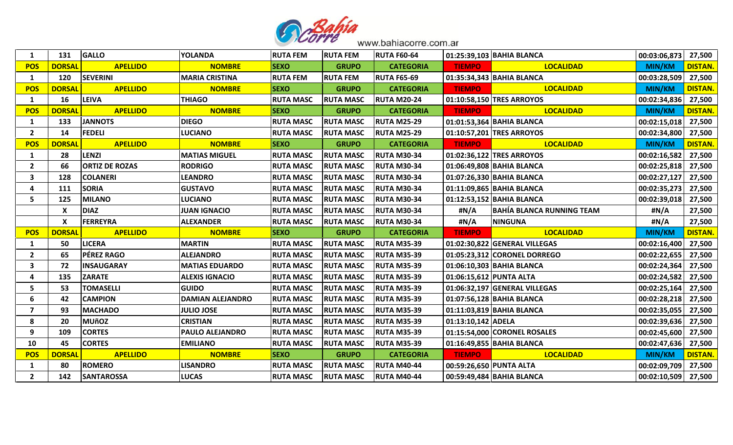| 1 | 131 | GALLO | YOLANDA | RUTA FEM | RUTA FEM | RUTA F60-64 | 01:25:39,103 | BAHIA BLANCA | 00:03:06,873 | 27,500 |
|---|---|---|---|---|---|---|---|---|---|---|
| **POS** | **DORSAL** | **APELLIDO** | **NOMBRE** | **SEXO** | **GRUPO** | **CATEGORIA** | **TIEMPO** | **LOCALIDAD** | **MIN/KM** | **DISTAN.** |
| 1 | 120 | SEVERINI | MARIA CRISTINA | RUTA FEM | RUTA FEM | RUTA F65-69 | 01:35:34,343 | BAHIA BLANCA | 00:03:28,509 | 27,500 |
| **POS** | **DORSAL** | **APELLIDO** | **NOMBRE** | **SEXO** | **GRUPO** | **CATEGORIA** | **TIEMPO** | **LOCALIDAD** | **MIN/KM** | **DISTAN.** |
| 1 | 16 | LEIVA | THIAGO | RUTA MASC | RUTA MASC | RUTA M20-24 | 01:10:58,150 | TRES ARROYOS | 00:02:34,836 | 27,500 |
| **POS** | **DORSAL** | **APELLIDO** | **NOMBRE** | **SEXO** | **GRUPO** | **CATEGORIA** | **TIEMPO** | **LOCALIDAD** | **MIN/KM** | **DISTAN.** |
| 1 | 133 | JANNOTS | DIEGO | RUTA MASC | RUTA MASC | RUTA M25-29 | 01:01:53,364 | BAHIA BLANCA | 00:02:15,018 | 27,500 |
| 2 | 14 | FEDELI | LUCIANO | RUTA MASC | RUTA MASC | RUTA M25-29 | 01:10:57,201 | TRES ARROYOS | 00:02:34,800 | 27,500 |
| **POS** | **DORSAL** | **APELLIDO** | **NOMBRE** | **SEXO** | **GRUPO** | **CATEGORIA** | **TIEMPO** | **LOCALIDAD** | **MIN/KM** | **DISTAN.** |
| 1 | 28 | LENZI | MATIAS MIGUEL | RUTA MASC | RUTA MASC | RUTA M30-34 | 01:02:36,122 | TRES ARROYOS | 00:02:16,582 | 27,500 |
| 2 | 66 | ORTIZ DE ROZAS | RODRIGO | RUTA MASC | RUTA MASC | RUTA M30-34 | 01:06:49,808 | BAHIA BLANCA | 00:02:25,818 | 27,500 |
| 3 | 128 | COLANERI | LEANDRO | RUTA MASC | RUTA MASC | RUTA M30-34 | 01:07:26,330 | BAHIA BLANCA | 00:02:27,127 | 27,500 |
| 4 | 111 | SORIA | GUSTAVO | RUTA MASC | RUTA MASC | RUTA M30-34 | 01:11:09,865 | BAHIA BLANCA | 00:02:35,273 | 27,500 |
| 5 | 125 | MILANO | LUCIANO | RUTA MASC | RUTA MASC | RUTA M30-34 | 01:12:53,152 | BAHIA BLANCA | 00:02:39,018 | 27,500 |
| | X | DIAZ | JUAN IGNACIO | RUTA MASC | RUTA MASC | RUTA M30-34 | #N/A | BAHÍA BLANCA RUNNING TEAM | #N/A | 27,500 |
| | X | FERREYRA | ALEXANDER | RUTA MASC | RUTA MASC | RUTA M30-34 | #N/A | NINGUNA | #N/A | 27,500 |
| **POS** | **DORSAL** | **APELLIDO** | **NOMBRE** | **SEXO** | **GRUPO** | **CATEGORIA** | **TIEMPO** | **LOCALIDAD** | **MIN/KM** | **DISTAN.** |
| 1 | 50 | LICERA | MARTIN | RUTA MASC | RUTA MASC | RUTA M35-39 | 01:02:30,822 | GENERAL VILLEGAS | 00:02:16,400 | 27,500 |
| 2 | 65 | PÉREZ RAGO | ALEJANDRO | RUTA MASC | RUTA MASC | RUTA M35-39 | 01:05:23,312 | CORONEL DORREGO | 00:02:22,655 | 27,500 |
| 3 | 72 | INSAUGARAY | MATIAS EDUARDO | RUTA MASC | RUTA MASC | RUTA M35-39 | 01:06:10,303 | BAHIA BLANCA | 00:02:24,364 | 27,500 |
| 4 | 135 | ZARATE | ALEXIS IGNACIO | RUTA MASC | RUTA MASC | RUTA M35-39 | 01:06:15,612 | PUNTA ALTA | 00:02:24,582 | 27,500 |
| 5 | 53 | TOMASELLI | GUIDO | RUTA MASC | RUTA MASC | RUTA M35-39 | 01:06:32,197 | GENERAL VILLEGAS | 00:02:25,164 | 27,500 |
| 6 | 42 | CAMPION | DAMIAN ALEJANDRO | RUTA MASC | RUTA MASC | RUTA M35-39 | 01:07:56,128 | BAHIA BLANCA | 00:02:28,218 | 27,500 |
| 7 | 93 | MACHADO | JULIO JOSE | RUTA MASC | RUTA MASC | RUTA M35-39 | 01:11:03,819 | BAHIA BLANCA | 00:02:35,055 | 27,500 |
| 8 | 20 | MUñOZ | CRISTIAN | RUTA MASC | RUTA MASC | RUTA M35-39 | 01:13:10,142 | ADELA | 00:02:39,636 | 27,500 |
| 9 | 109 | CORTES | PAULO ALEJANDRO | RUTA MASC | RUTA MASC | RUTA M35-39 | 01:15:54,000 | CORONEL ROSALES | 00:02:45,600 | 27,500 |
| 10 | 45 | CORTES | EMILIANO | RUTA MASC | RUTA MASC | RUTA M35-39 | 01:16:49,855 | BAHIA BLANCA | 00:02:47,636 | 27,500 |
| **POS** | **DORSAL** | **APELLIDO** | **NOMBRE** | **SEXO** | **GRUPO** | **CATEGORIA** | **TIEMPO** | **LOCALIDAD** | **MIN/KM** | **DISTAN.** |
| 1 | 80 | ROMERO | LISANDRO | RUTA MASC | RUTA MASC | RUTA M40-44 | 00:59:26,650 | PUNTA ALTA | 00:02:09,709 | 27,500 |
| 2 | 142 | SANTAROSSA | LUCAS | RUTA MASC | RUTA MASC | RUTA M40-44 | 00:59:49,484 | BAHIA BLANCA | 00:02:10,509 | 27,500 |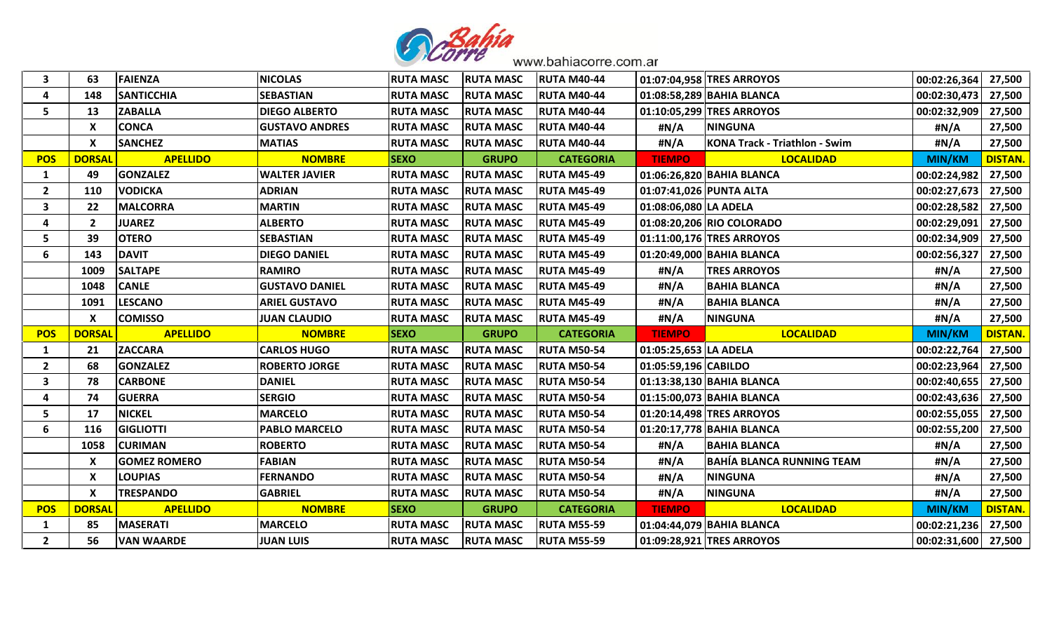| | | | | | | | | | | |
|---|---|---|---|---|---|---|---|---|---|---|
| 3 | 63 | FAIENZA | NICOLAS | RUTA MASC | RUTA MASC | RUTA M40-44 | 01:07:04,958 | TRES ARROYOS | 00:02:26,364 | 27,500 |
| 4 | 148 | SANTICCHIA | SEBASTIAN | RUTA MASC | RUTA MASC | RUTA M40-44 | 01:08:58,289 | BAHIA BLANCA | 00:02:30,473 | 27,500 |
| 5 | 13 | ZABALLA | DIEGO ALBERTO | RUTA MASC | RUTA MASC | RUTA M40-44 | 01:10:05,299 | TRES ARROYOS | 00:02:32,909 | 27,500 |
| | X | CONCA | GUSTAVO ANDRES | RUTA MASC | RUTA MASC | RUTA M40-44 | #N/A | NINGUNA | #N/A | 27,500 |
| | X | SANCHEZ | MATIAS | RUTA MASC | RUTA MASC | RUTA M40-44 | #N/A | KONA Track - Triathlon - Swim | #N/A | 27,500 |
| **POS** | **DORSAL** | **APELLIDO** | **NOMBRE** | **SEXO** | **GRUPO** | **CATEGORIA** | **TIEMPO** | **LOCALIDAD** | **MIN/KM** | **DISTAN.** |
| 1 | 49 | GONZALEZ | WALTER JAVIER | RUTA MASC | RUTA MASC | RUTA M45-49 | 01:06:26,820 | BAHIA BLANCA | 00:02:24,982 | 27,500 |
| 2 | 110 | VODICKA | ADRIAN | RUTA MASC | RUTA MASC | RUTA M45-49 | 01:07:41,026 | PUNTA ALTA | 00:02:27,673 | 27,500 |
| 3 | 22 | MALCORRA | MARTIN | RUTA MASC | RUTA MASC | RUTA M45-49 | 01:08:06,080 | LA ADELA | 00:02:28,582 | 27,500 |
| 4 | 2 | JUAREZ | ALBERTO | RUTA MASC | RUTA MASC | RUTA M45-49 | 01:08:20,206 | RIO COLORADO | 00:02:29,091 | 27,500 |
| 5 | 39 | OTERO | SEBASTIAN | RUTA MASC | RUTA MASC | RUTA M45-49 | 01:11:00,176 | TRES ARROYOS | 00:02:34,909 | 27,500 |
| 6 | 143 | DAVIT | DIEGO DANIEL | RUTA MASC | RUTA MASC | RUTA M45-49 | 01:20:49,000 | BAHIA BLANCA | 00:02:56,327 | 27,500 |
| | 1009 | SALTAPE | RAMIRO | RUTA MASC | RUTA MASC | RUTA M45-49 | #N/A | TRES ARROYOS | #N/A | 27,500 |
| | 1048 | CANLE | GUSTAVO DANIEL | RUTA MASC | RUTA MASC | RUTA M45-49 | #N/A | BAHIA BLANCA | #N/A | 27,500 |
| | 1091 | LESCANO | ARIEL GUSTAVO | RUTA MASC | RUTA MASC | RUTA M45-49 | #N/A | BAHIA BLANCA | #N/A | 27,500 |
| | X | COMISSO | JUAN CLAUDIO | RUTA MASC | RUTA MASC | RUTA M45-49 | #N/A | NINGUNA | #N/A | 27,500 |
| **POS** | **DORSAL** | **APELLIDO** | **NOMBRE** | **SEXO** | **GRUPO** | **CATEGORIA** | **TIEMPO** | **LOCALIDAD** | **MIN/KM** | **DISTAN.** |
| 1 | 21 | ZACCARA | CARLOS HUGO | RUTA MASC | RUTA MASC | RUTA M50-54 | 01:05:25,653 | LA ADELA | 00:02:22,764 | 27,500 |
| 2 | 68 | GONZALEZ | ROBERTO JORGE | RUTA MASC | RUTA MASC | RUTA M50-54 | 01:05:59,196 | CABILDO | 00:02:23,964 | 27,500 |
| 3 | 78 | CARBONE | DANIEL | RUTA MASC | RUTA MASC | RUTA M50-54 | 01:13:38,130 | BAHIA BLANCA | 00:02:40,655 | 27,500 |
| 4 | 74 | GUERRA | SERGIO | RUTA MASC | RUTA MASC | RUTA M50-54 | 01:15:00,073 | BAHIA BLANCA | 00:02:43,636 | 27,500 |
| 5 | 17 | NICKEL | MARCELO | RUTA MASC | RUTA MASC | RUTA M50-54 | 01:20:14,498 | TRES ARROYOS | 00:02:55,055 | 27,500 |
| 6 | 116 | GIGLIOTTI | PABLO MARCELO | RUTA MASC | RUTA MASC | RUTA M50-54 | 01:20:17,778 | BAHIA BLANCA | 00:02:55,200 | 27,500 |
| | 1058 | CURIMAN | ROBERTO | RUTA MASC | RUTA MASC | RUTA M50-54 | #N/A | BAHIA BLANCA | #N/A | 27,500 |
| | X | GOMEZ ROMERO | FABIAN | RUTA MASC | RUTA MASC | RUTA M50-54 | #N/A | BAHÍA BLANCA RUNNING TEAM | #N/A | 27,500 |
| | X | LOUPIAS | FERNANDO | RUTA MASC | RUTA MASC | RUTA M50-54 | #N/A | NINGUNA | #N/A | 27,500 |
| | X | TRESPANDO | GABRIEL | RUTA MASC | RUTA MASC | RUTA M50-54 | #N/A | NINGUNA | #N/A | 27,500 |
| **POS** | **DORSAL** | **APELLIDO** | **NOMBRE** | **SEXO** | **GRUPO** | **CATEGORIA** | **TIEMPO** | **LOCALIDAD** | **MIN/KM** | **DISTAN.** |
| 1 | 85 | MASERATI | MARCELO | RUTA MASC | RUTA MASC | RUTA M55-59 | 01:04:44,079 | BAHIA BLANCA | 00:02:21,236 | 27,500 |
| 2 | 56 | VAN WAARDE | JUAN LUIS | RUTA MASC | RUTA MASC | RUTA M55-59 | 01:09:28,921 | TRES ARROYOS | 00:02:31,600 | 27,500 |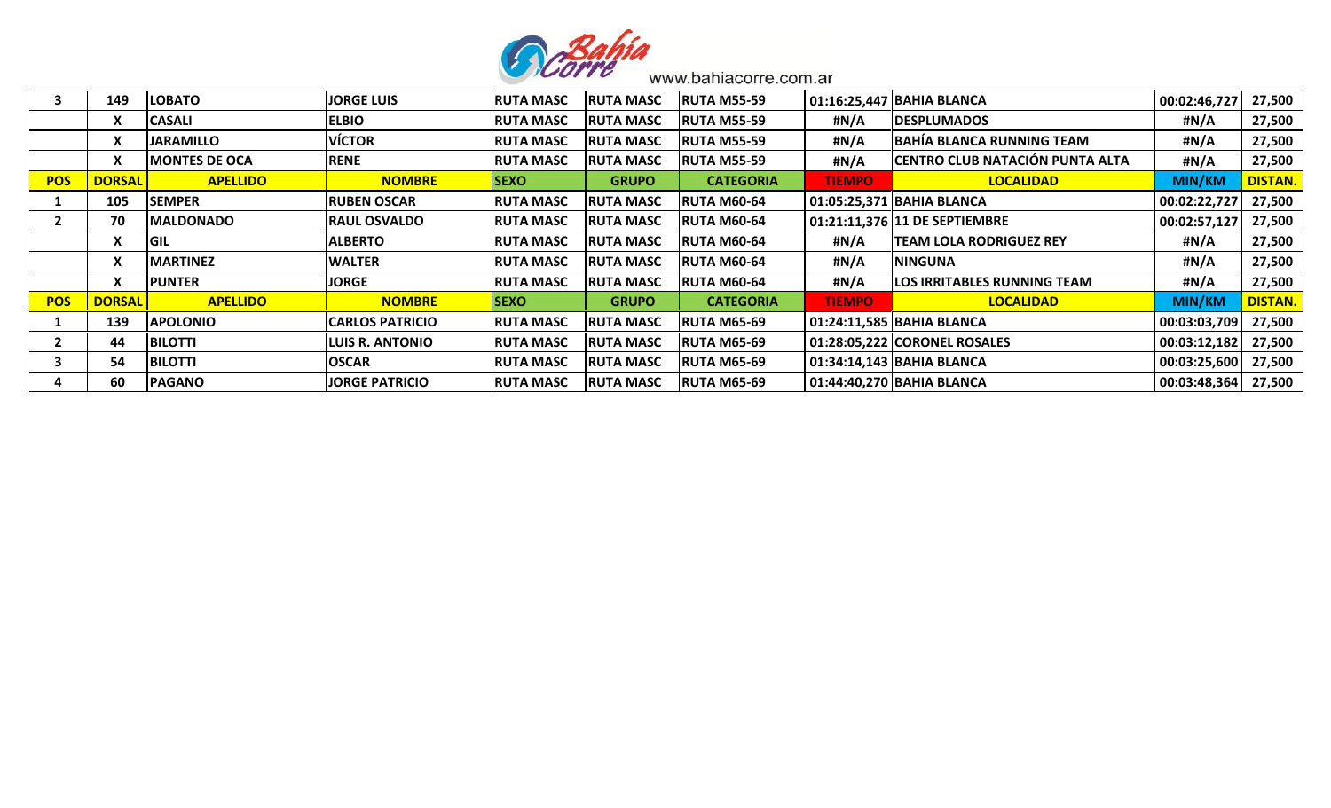| | | | | | | | | | | |
|---|---|---|---|---|---|---|---|---|---|---|
| 3 | 149 | LOBATO | JORGE LUIS | RUTA MASC | RUTA MASC | RUTA M55-59 | 01:16:25,447 | BAHIA BLANCA | 00:02:46,727 | 27,500 |
| | X | CASALI | ELBIO | RUTA MASC | RUTA MASC | RUTA M55-59 | #N/A | DESPLUMADOS | #N/A | 27,500 |
| | X | JARAMILLO | VÍCTOR | RUTA MASC | RUTA MASC | RUTA M55-59 | #N/A | BAHÍA BLANCA RUNNING TEAM | #N/A | 27,500 |
| | X | MONTES DE OCA | RENE | RUTA MASC | RUTA MASC | RUTA M55-59 | #N/A | CENTRO CLUB NATACIÓN PUNTA ALTA | #N/A | 27,500 |
| **POS** | **DORSAL** | **APELLIDO** | **NOMBRE** | **SEXO** | **GRUPO** | **CATEGORIA** | **TIEMPO** | **LOCALIDAD** | **MIN/KM** | **DISTAN.** |
| 1 | 105 | SEMPER | RUBEN OSCAR | RUTA MASC | RUTA MASC | RUTA M60-64 | 01:05:25,371 | BAHIA BLANCA | 00:02:22,727 | 27,500 |
| 2 | 70 | MALDONADO | RAUL OSVALDO | RUTA MASC | RUTA MASC | RUTA M60-64 | 01:21:11,376 | 11 DE SEPTIEMBRE | 00:02:57,127 | 27,500 |
| | X | GIL | ALBERTO | RUTA MASC | RUTA MASC | RUTA M60-64 | #N/A | TEAM LOLA RODRIGUEZ REY | #N/A | 27,500 |
| | X | MARTINEZ | WALTER | RUTA MASC | RUTA MASC | RUTA M60-64 | #N/A | NINGUNA | #N/A | 27,500 |
| | X | PUNTER | JORGE | RUTA MASC | RUTA MASC | RUTA M60-64 | #N/A | LOS IRRITABLES RUNNING TEAM | #N/A | 27,500 |
| **POS** | **DORSAL** | **APELLIDO** | **NOMBRE** | **SEXO** | **GRUPO** | **CATEGORIA** | **TIEMPO** | **LOCALIDAD** | **MIN/KM** | **DISTAN.** |
| 1 | 139 | APOLONIO | CARLOS PATRICIO | RUTA MASC | RUTA MASC | RUTA M65-69 | 01:24:11,585 | BAHIA BLANCA | 00:03:03,709 | 27,500 |
| 2 | 44 | BILOTTI | LUIS R. ANTONIO | RUTA MASC | RUTA MASC | RUTA M65-69 | 01:28:05,222 | CORONEL ROSALES | 00:03:12,182 | 27,500 |
| 3 | 54 | BILOTTI | OSCAR | RUTA MASC | RUTA MASC | RUTA M65-69 | 01:34:14,143 | BAHIA BLANCA | 00:03:25,600 | 27,500 |
| 4 | 60 | PAGANO | JORGE PATRICIO | RUTA MASC | RUTA MASC | RUTA M65-69 | 01:44:40,270 | BAHIA BLANCA | 00:03:48,364 | 27,500 |